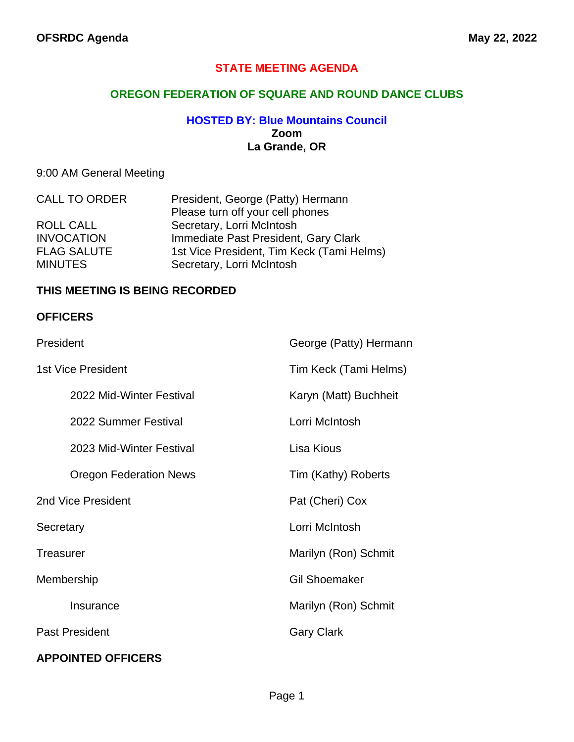**OFSRDC Agenda** **May 22, 2022**

# STATE MEETING AGENDA

## OREGON FEDERATION OF SQUARE AND ROUND DANCE CLUBS

### HOSTED BY: Blue Mountains Council

**Zoom**
**La Grande, OR**

9:00 AM General Meeting

| | |
|---|---|
| CALL TO ORDER | President, George (Patty) Hermann<br>Please turn off your cell phones |
| ROLL CALL | Secretary, Lorri McIntosh |
| INVOCATION | Immediate Past President, Gary Clark |
| FLAG SALUTE | 1st Vice President, Tim Keck (Tami Helms) |
| MINUTES | Secretary, Lorri McIntosh |

**THIS MEETING IS BEING RECORDED**

**OFFICERS**

| | |
|---|---|
| President | George (Patty) Hermann |
| 1st Vice President | Tim Keck (Tami Helms) |
| 2022 Mid-Winter Festival | Karyn (Matt) Buchheit |
| 2022 Summer Festival | Lorri McIntosh |
| 2023 Mid-Winter Festival | Lisa Kious |
| Oregon Federation News | Tim (Kathy) Roberts |
| 2nd Vice President | Pat (Cheri) Cox |
| Secretary | Lorri McIntosh |
| Treasurer | Marilyn (Ron) Schmit |
| Membership | Gil Shoemaker |
| Insurance | Marilyn (Ron) Schmit |
| Past President | Gary Clark |

**APPOINTED OFFICERS**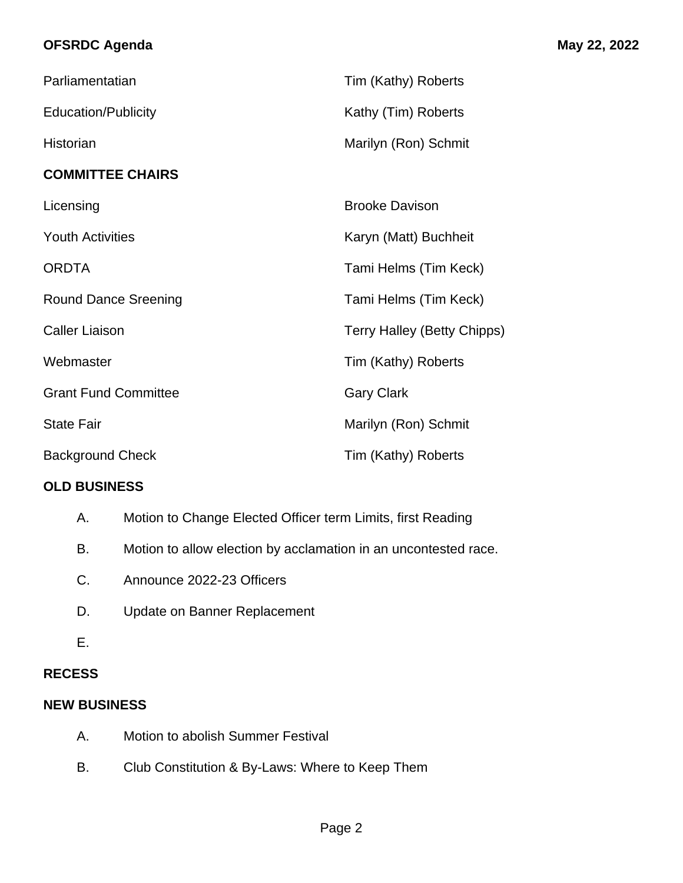| | |
|---|---|
| Parliamentatian | Tim (Kathy) Roberts |
| Education/Publicity | Kathy (Tim) Roberts |
| Historian | Marilyn (Ron) Schmit |

**COMMITTEE CHAIRS**

| | |
|---|---|
| Licensing | Brooke Davison |
| Youth Activities | Karyn (Matt) Buchheit |
| ORDTA | Tami Helms (Tim Keck) |
| Round Dance Sreening | Tami Helms (Tim Keck) |
| Caller Liaison | Terry Halley (Betty Chipps) |
| Webmaster | Tim (Kathy) Roberts |
| Grant Fund Committee | Gary Clark |
| State Fair | Marilyn (Ron) Schmit |
| Background Check | Tim (Kathy) Roberts |

**OLD BUSINESS**

A. Motion to Change Elected Officer term Limits, first Reading

B. Motion to allow election by acclamation in an uncontested race.

C. Announce 2022-23 Officers

D. Update on Banner Replacement

E.

**RECESS**

**NEW BUSINESS**

A. Motion to abolish Summer Festival

B. Club Constitution & By-Laws: Where to Keep Them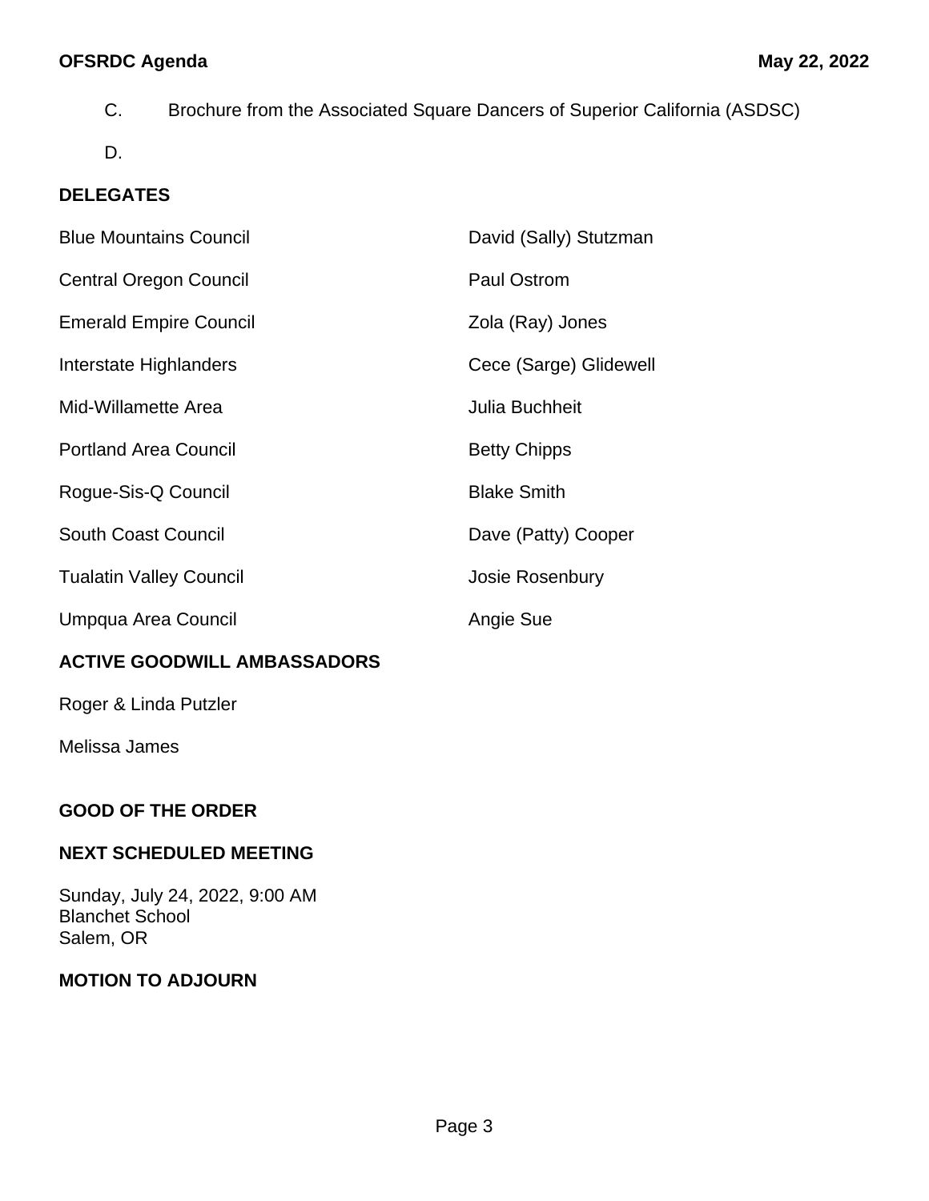C. Brochure from the Associated Square Dancers of Superior California (ASDSC)

D.

**DELEGATES**

| | |
|---|---|
| Blue Mountains Council | David (Sally) Stutzman |
| Central Oregon Council | Paul Ostrom |
| Emerald Empire Council | Zola (Ray) Jones |
| Interstate Highlanders | Cece (Sarge) Glidewell |
| Mid-Willamette Area | Julia Buchheit |
| Portland Area Council | Betty Chipps |
| Rogue-Sis-Q Council | Blake Smith |
| South Coast Council | Dave (Patty) Cooper |
| Tualatin Valley Council | Josie Rosenbury |
| Umpqua Area Council | Angie Sue |

**ACTIVE GOODWILL AMBASSADORS**

Roger & Linda Putzler

Melissa James

**GOOD OF THE ORDER**

**NEXT SCHEDULED MEETING**

Sunday, July 24, 2022, 9:00 AM
Blanchet School
Salem, OR

**MOTION TO ADJOURN**